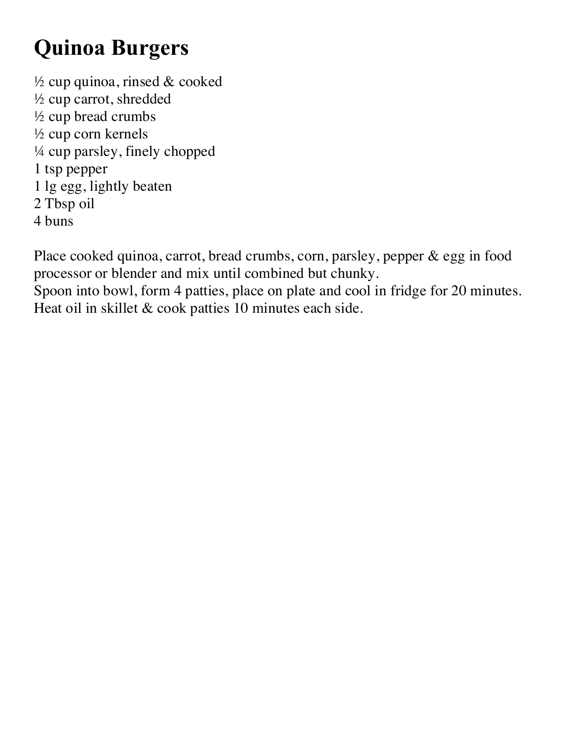# Quinoa Burgers

½ cup quinoa, rinsed & cooked
½ cup carrot, shredded
½ cup bread crumbs
½ cup corn kernels
¼ cup parsley, finely chopped
1 tsp pepper
1 lg egg, lightly beaten
2 Tbsp oil
4 buns

Place cooked quinoa, carrot, bread crumbs, corn, parsley, pepper & egg in food processor or blender and mix until combined but chunky.
Spoon into bowl, form 4 patties, place on plate and cool in fridge for 20 minutes.
Heat oil in skillet & cook patties 10 minutes each side.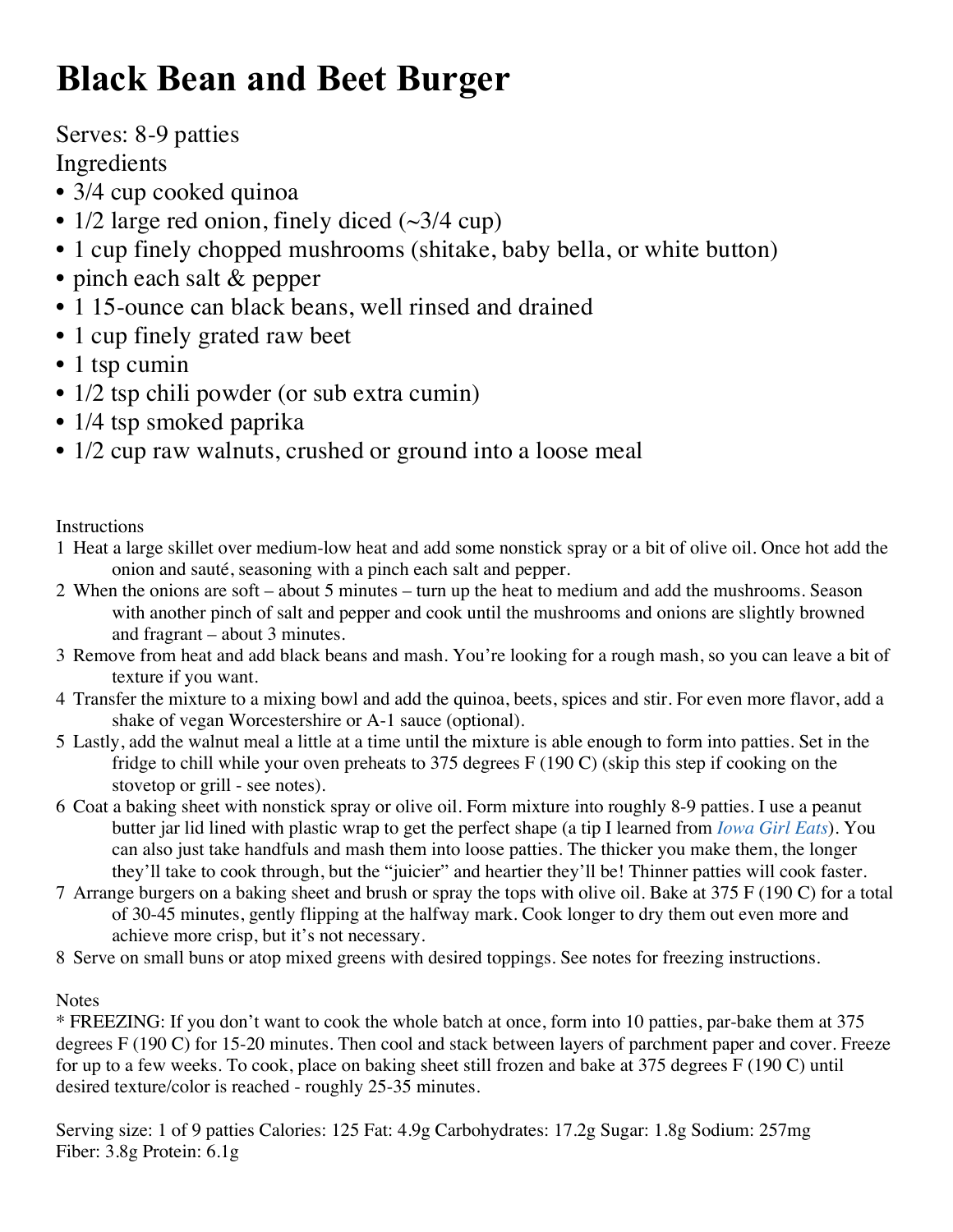# Black Bean and Beet Burger

Serves: 8-9 patties

Ingredients

- 3/4 cup cooked quinoa
- 1/2 large red onion, finely diced (~3/4 cup)
- 1 cup finely chopped mushrooms (shitake, baby bella, or white button)
- pinch each salt & pepper
- 1 15-ounce can black beans, well rinsed and drained
- 1 cup finely grated raw beet
- 1 tsp cumin
- 1/2 tsp chili powder (or sub extra cumin)
- 1/4 tsp smoked paprika
- 1/2 cup raw walnuts, crushed or ground into a loose meal

Instructions

1. Heat a large skillet over medium-low heat and add some nonstick spray or a bit of olive oil. Once hot add the onion and sauté, seasoning with a pinch each salt and pepper.
2. When the onions are soft – about 5 minutes – turn up the heat to medium and add the mushrooms. Season with another pinch of salt and pepper and cook until the mushrooms and onions are slightly browned and fragrant – about 3 minutes.
3. Remove from heat and add black beans and mash. You're looking for a rough mash, so you can leave a bit of texture if you want.
4. Transfer the mixture to a mixing bowl and add the quinoa, beets, spices and stir. For even more flavor, add a shake of vegan Worcestershire or A-1 sauce (optional).
5. Lastly, add the walnut meal a little at a time until the mixture is able enough to form into patties. Set in the fridge to chill while your oven preheats to 375 degrees F (190 C) (skip this step if cooking on the stovetop or grill - see notes).
6. Coat a baking sheet with nonstick spray or olive oil. Form mixture into roughly 8-9 patties. I use a peanut butter jar lid lined with plastic wrap to get the perfect shape (a tip I learned from *Iowa Girl Eats*). You can also just take handfuls and mash them into loose patties. The thicker you make them, the longer they'll take to cook through, but the "juicier" and heartier they'll be! Thinner patties will cook faster.
7. Arrange burgers on a baking sheet and brush or spray the tops with olive oil. Bake at 375 F (190 C) for a total of 30-45 minutes, gently flipping at the halfway mark. Cook longer to dry them out even more and achieve more crisp, but it's not necessary.
8. Serve on small buns or atop mixed greens with desired toppings. See notes for freezing instructions.

Notes

* FREEZING: If you don't want to cook the whole batch at once, form into 10 patties, par-bake them at 375 degrees F (190 C) for 15-20 minutes. Then cool and stack between layers of parchment paper and cover. Freeze for up to a few weeks. To cook, place on baking sheet still frozen and bake at 375 degrees F (190 C) until desired texture/color is reached - roughly 25-35 minutes.

Serving size: 1 of 9 patties Calories: 125 Fat: 4.9g Carbohydrates: 17.2g Sugar: 1.8g Sodium: 257mg Fiber: 3.8g Protein: 6.1g